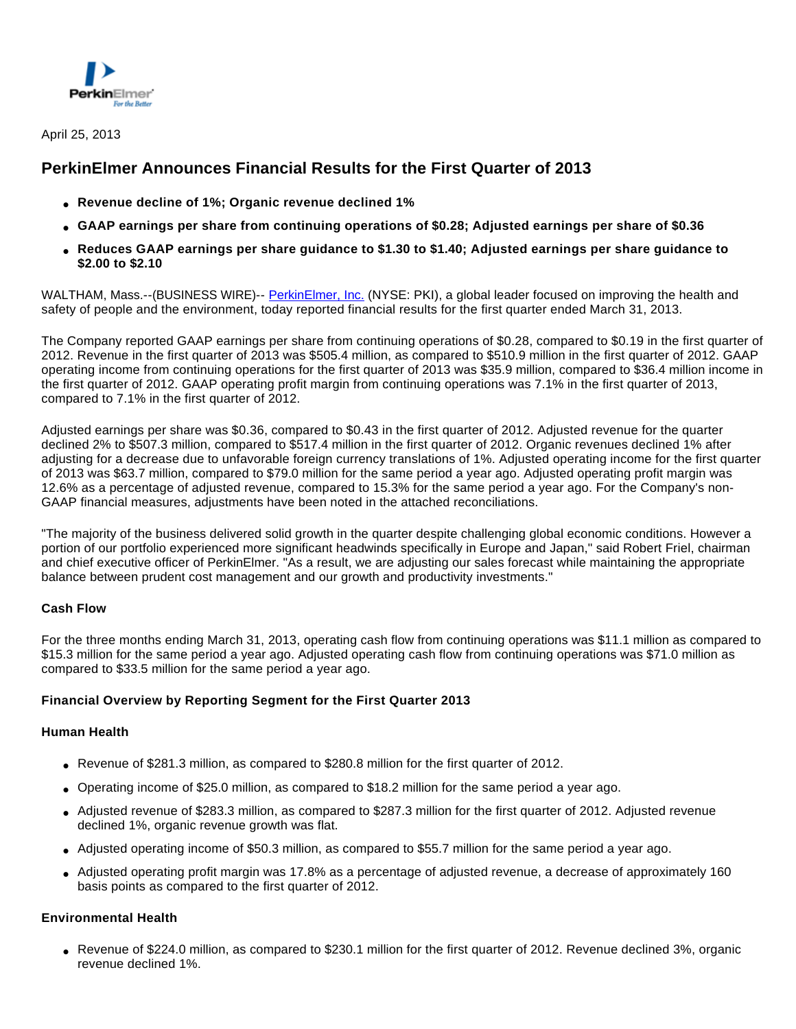April 25, 2013

# PerkinElmer Announces Financial Results for the First Quarter of 2013

- **Revenue decline of 1%; Organic revenue declined 1%**
- **GAAP earnings per share from continuing operations of $0.28; Adjusted earnings per share of $0.36**
- **Reduces GAAP earnings per share guidance to $1.30 to $1.40; Adjusted earnings per share guidance to $2.00 to $2.10**

WALTHAM, Mass.--(BUSINESS WIRE)-- PerkinElmer, Inc. (NYSE: PKI), a global leader focused on improving the health and safety of people and the environment, today reported financial results for the first quarter ended March 31, 2013.

The Company reported GAAP earnings per share from continuing operations of $0.28, compared to $0.19 in the first quarter of 2012. Revenue in the first quarter of 2013 was $505.4 million, as compared to $510.9 million in the first quarter of 2012. GAAP operating income from continuing operations for the first quarter of 2013 was $35.9 million, compared to $36.4 million income in the first quarter of 2012. GAAP operating profit margin from continuing operations was 7.1% in the first quarter of 2013, compared to 7.1% in the first quarter of 2012.

Adjusted earnings per share was $0.36, compared to $0.43 in the first quarter of 2012. Adjusted revenue for the quarter declined 2% to $507.3 million, compared to $517.4 million in the first quarter of 2012. Organic revenues declined 1% after adjusting for a decrease due to unfavorable foreign currency translations of 1%. Adjusted operating income for the first quarter of 2013 was $63.7 million, compared to $79.0 million for the same period a year ago. Adjusted operating profit margin was 12.6% as a percentage of adjusted revenue, compared to 15.3% for the same period a year ago. For the Company's non-GAAP financial measures, adjustments have been noted in the attached reconciliations.

"The majority of the business delivered solid growth in the quarter despite challenging global economic conditions. However a portion of our portfolio experienced more significant headwinds specifically in Europe and Japan," said Robert Friel, chairman and chief executive officer of PerkinElmer. "As a result, we are adjusting our sales forecast while maintaining the appropriate balance between prudent cost management and our growth and productivity investments."

### Cash Flow

For the three months ending March 31, 2013, operating cash flow from continuing operations was $11.1 million as compared to $15.3 million for the same period a year ago. Adjusted operating cash flow from continuing operations was $71.0 million as compared to $33.5 million for the same period a year ago.

### Financial Overview by Reporting Segment for the First Quarter 2013

#### Human Health

- Revenue of $281.3 million, as compared to $280.8 million for the first quarter of 2012.
- Operating income of $25.0 million, as compared to $18.2 million for the same period a year ago.
- Adjusted revenue of $283.3 million, as compared to $287.3 million for the first quarter of 2012. Adjusted revenue declined 1%, organic revenue growth was flat.
- Adjusted operating income of $50.3 million, as compared to $55.7 million for the same period a year ago.
- Adjusted operating profit margin was 17.8% as a percentage of adjusted revenue, a decrease of approximately 160 basis points as compared to the first quarter of 2012.

#### Environmental Health

- Revenue of $224.0 million, as compared to $230.1 million for the first quarter of 2012. Revenue declined 3%, organic revenue declined 1%.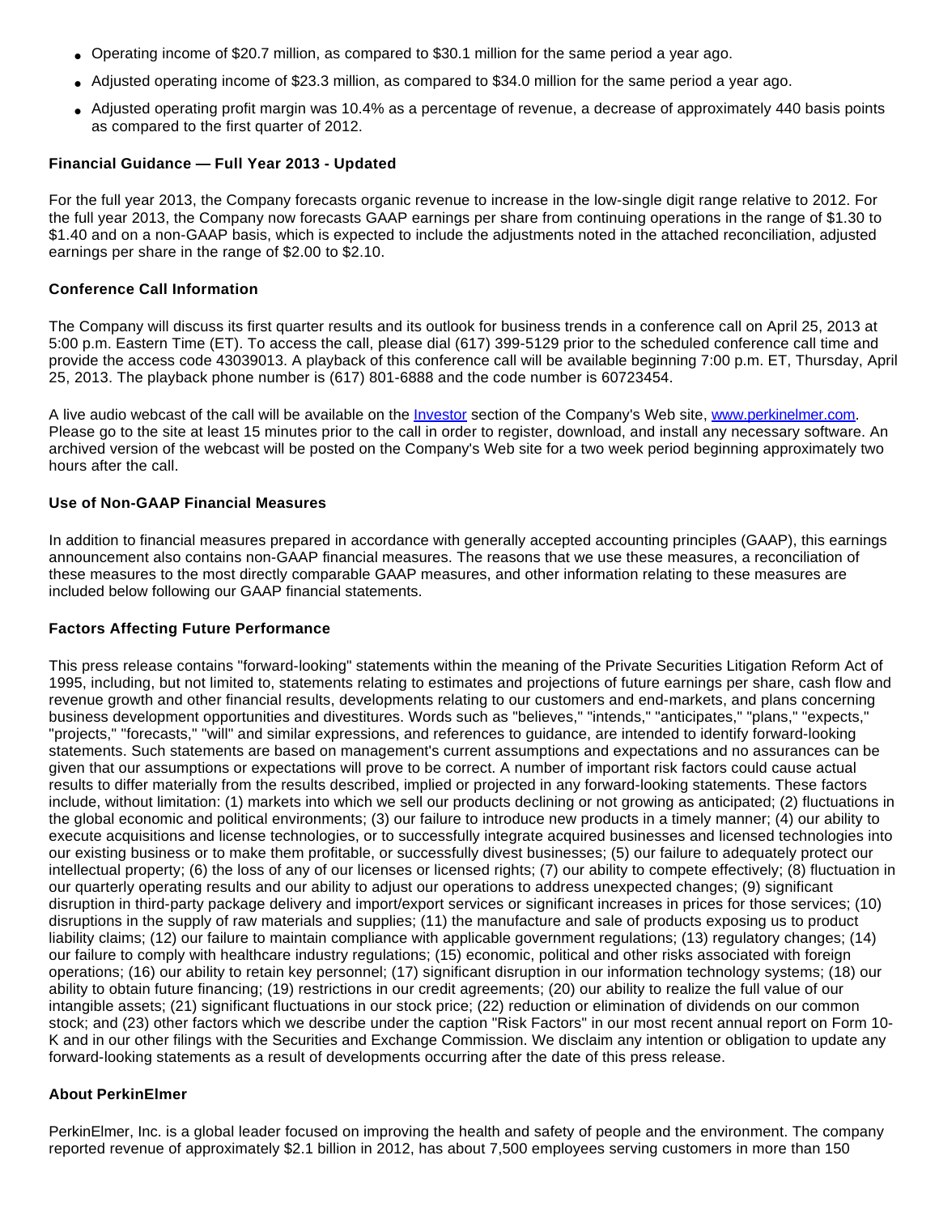- Operating income of $20.7 million, as compared to $30.1 million for the same period a year ago.
- Adjusted operating income of $23.3 million, as compared to $34.0 million for the same period a year ago.
- Adjusted operating profit margin was 10.4% as a percentage of revenue, a decrease of approximately 440 basis points as compared to the first quarter of 2012.

**Financial Guidance — Full Year 2013 - Updated**

For the full year 2013, the Company forecasts organic revenue to increase in the low-single digit range relative to 2012. For the full year 2013, the Company now forecasts GAAP earnings per share from continuing operations in the range of $1.30 to $1.40 and on a non-GAAP basis, which is expected to include the adjustments noted in the attached reconciliation, adjusted earnings per share in the range of $2.00 to $2.10.

**Conference Call Information**

The Company will discuss its first quarter results and its outlook for business trends in a conference call on April 25, 2013 at 5:00 p.m. Eastern Time (ET). To access the call, please dial (617) 399-5129 prior to the scheduled conference call time and provide the access code 43039013. A playback of this conference call will be available beginning 7:00 p.m. ET, Thursday, April 25, 2013. The playback phone number is (617) 801-6888 and the code number is 60723454.

A live audio webcast of the call will be available on the Investor section of the Company's Web site, www.perkinelmer.com. Please go to the site at least 15 minutes prior to the call in order to register, download, and install any necessary software. An archived version of the webcast will be posted on the Company's Web site for a two week period beginning approximately two hours after the call.

**Use of Non-GAAP Financial Measures**

In addition to financial measures prepared in accordance with generally accepted accounting principles (GAAP), this earnings announcement also contains non-GAAP financial measures. The reasons that we use these measures, a reconciliation of these measures to the most directly comparable GAAP measures, and other information relating to these measures are included below following our GAAP financial statements.

**Factors Affecting Future Performance**

This press release contains "forward-looking" statements within the meaning of the Private Securities Litigation Reform Act of 1995, including, but not limited to, statements relating to estimates and projections of future earnings per share, cash flow and revenue growth and other financial results, developments relating to our customers and end-markets, and plans concerning business development opportunities and divestitures. Words such as "believes," "intends," "anticipates," "plans," "expects," "projects," "forecasts," "will" and similar expressions, and references to guidance, are intended to identify forward-looking statements. Such statements are based on management's current assumptions and expectations and no assurances can be given that our assumptions or expectations will prove to be correct. A number of important risk factors could cause actual results to differ materially from the results described, implied or projected in any forward-looking statements. These factors include, without limitation: (1) markets into which we sell our products declining or not growing as anticipated; (2) fluctuations in the global economic and political environments; (3) our failure to introduce new products in a timely manner; (4) our ability to execute acquisitions and license technologies, or to successfully integrate acquired businesses and licensed technologies into our existing business or to make them profitable, or successfully divest businesses; (5) our failure to adequately protect our intellectual property; (6) the loss of any of our licenses or licensed rights; (7) our ability to compete effectively; (8) fluctuation in our quarterly operating results and our ability to adjust our operations to address unexpected changes; (9) significant disruption in third-party package delivery and import/export services or significant increases in prices for those services; (10) disruptions in the supply of raw materials and supplies; (11) the manufacture and sale of products exposing us to product liability claims; (12) our failure to maintain compliance with applicable government regulations; (13) regulatory changes; (14) our failure to comply with healthcare industry regulations; (15) economic, political and other risks associated with foreign operations; (16) our ability to retain key personnel; (17) significant disruption in our information technology systems; (18) our ability to obtain future financing; (19) restrictions in our credit agreements; (20) our ability to realize the full value of our intangible assets; (21) significant fluctuations in our stock price; (22) reduction or elimination of dividends on our common stock; and (23) other factors which we describe under the caption "Risk Factors" in our most recent annual report on Form 10-K and in our other filings with the Securities and Exchange Commission. We disclaim any intention or obligation to update any forward-looking statements as a result of developments occurring after the date of this press release.

**About PerkinElmer**

PerkinElmer, Inc. is a global leader focused on improving the health and safety of people and the environment. The company reported revenue of approximately $2.1 billion in 2012, has about 7,500 employees serving customers in more than 150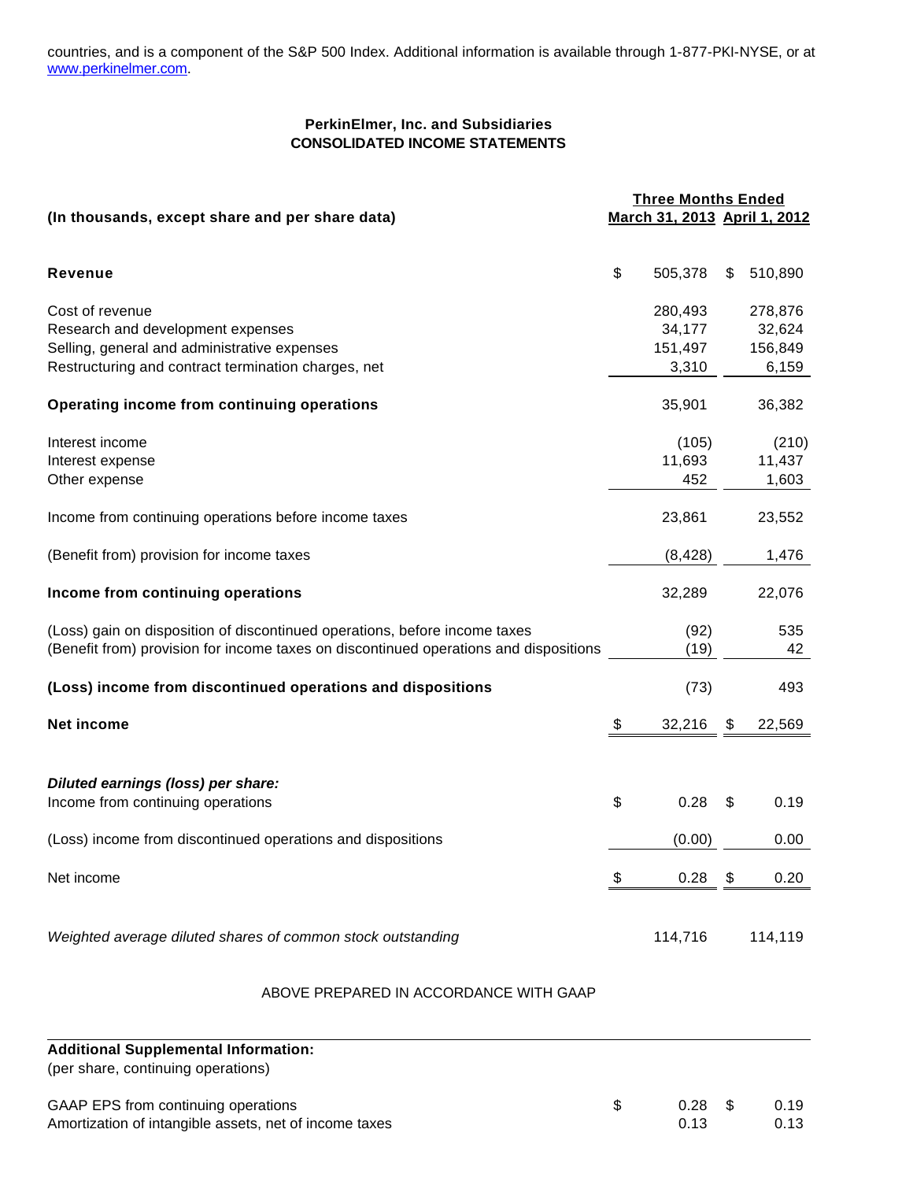countries, and is a component of the S&P 500 Index. Additional information is available through 1-877-PKI-NYSE, or at www.perkinelmer.com.

**PerkinElmer, Inc. and Subsidiaries**
**CONSOLIDATED INCOME STATEMENTS**

| (In thousands, except share and per share data) | Three Months Ended March 31, 2013 | Three Months Ended April 1, 2012 |
|---|---|---|
| **Revenue** | $ 505,378 | $ 510,890 |
| Cost of revenue | 280,493 | 278,876 |
| Research and development expenses | 34,177 | 32,624 |
| Selling, general and administrative expenses | 151,497 | 156,849 |
| Restructuring and contract termination charges, net | 3,310 | 6,159 |
| **Operating income from continuing operations** | 35,901 | 36,382 |
| Interest income | (105) | (210) |
| Interest expense | 11,693 | 11,437 |
| Other expense | 452 | 1,603 |
| Income from continuing operations before income taxes | 23,861 | 23,552 |
| (Benefit from) provision for income taxes | (8,428) | 1,476 |
| **Income from continuing operations** | 32,289 | 22,076 |
| (Loss) gain on disposition of discontinued operations, before income taxes | (92) | 535 |
| (Benefit from) provision for income taxes on discontinued operations and dispositions | (19) | 42 |
| **(Loss) income from discontinued operations and dispositions** | (73) | 493 |
| **Net income** | $ 32,216 | $ 22,569 |
| ***Diluted earnings (loss) per share:*** | | |
| Income from continuing operations | $ 0.28 | $ 0.19 |
| (Loss) income from discontinued operations and dispositions | (0.00) | 0.00 |
| Net income | $ 0.28 | $ 0.20 |
| *Weighted average diluted shares of common stock outstanding* | 114,716 | 114,119 |

ABOVE PREPARED IN ACCORDANCE WITH GAAP

**Additional Supplemental Information:**
(per share, continuing operations)

| | | |
|---|---|---|
| GAAP EPS from continuing operations | $ 0.28 | $ 0.19 |
| Amortization of intangible assets, net of income taxes | 0.13 | 0.13 |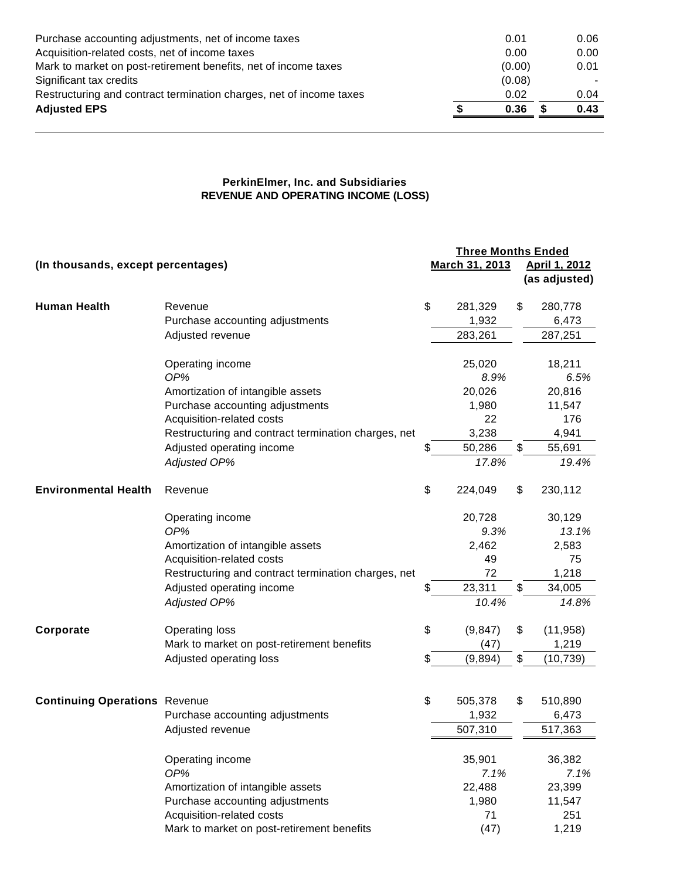| | | |
|---|---|---|
| Purchase accounting adjustments, net of income taxes | 0.01 | 0.06 |
| Acquisition-related costs, net of income taxes | 0.00 | 0.00 |
| Mark to market on post-retirement benefits, net of income taxes | (0.00) | 0.01 |
| Significant tax credits | (0.08) | - |
| Restructuring and contract termination charges, net of income taxes | 0.02 | 0.04 |
| **Adjusted EPS** | **$ 0.36** | **$ 0.43** |

**PerkinElmer, Inc. and Subsidiaries**
**REVENUE AND OPERATING INCOME (LOSS)**

| **(In thousands, except percentages)** | | **Three Months Ended March 31, 2013** | **April 1, 2012 (as adjusted)** |
|---|---|---|---|
| **Human Health** | Revenue | $ 281,329 | $ 280,778 |
| | Purchase accounting adjustments | 1,932 | 6,473 |
| | Adjusted revenue | 283,261 | 287,251 |
| | | | |
| | Operating income | 25,020 | 18,211 |
| | *OP%* | *8.9%* | *6.5%* |
| | Amortization of intangible assets | 20,026 | 20,816 |
| | Purchase accounting adjustments | 1,980 | 11,547 |
| | Acquisition-related costs | 22 | 176 |
| | Restructuring and contract termination charges, net | 3,238 | 4,941 |
| | Adjusted operating income | $ 50,286 | $ 55,691 |
| | *Adjusted OP%* | *17.8%* | *19.4%* |
| **Environmental Health** | Revenue | $ 224,049 | $ 230,112 |
| | | | |
| | Operating income | 20,728 | 30,129 |
| | *OP%* | *9.3%* | *13.1%* |
| | Amortization of intangible assets | 2,462 | 2,583 |
| | Acquisition-related costs | 49 | 75 |
| | Restructuring and contract termination charges, net | 72 | 1,218 |
| | Adjusted operating income | $ 23,311 | $ 34,005 |
| | *Adjusted OP%* | *10.4%* | *14.8%* |
| **Corporate** | Operating loss | $ (9,847) | $ (11,958) |
| | Mark to market on post-retirement benefits | (47) | 1,219 |
| | Adjusted operating loss | $ (9,894) | $ (10,739) |
| | | | |
| **Continuing Operations** | Revenue | $ 505,378 | $ 510,890 |
| | Purchase accounting adjustments | 1,932 | 6,473 |
| | Adjusted revenue | 507,310 | 517,363 |
| | | | |
| | Operating income | 35,901 | 36,382 |
| | *OP%* | *7.1%* | *7.1%* |
| | Amortization of intangible assets | 22,488 | 23,399 |
| | Purchase accounting adjustments | 1,980 | 11,547 |
| | Acquisition-related costs | 71 | 251 |
| | Mark to market on post-retirement benefits | (47) | 1,219 |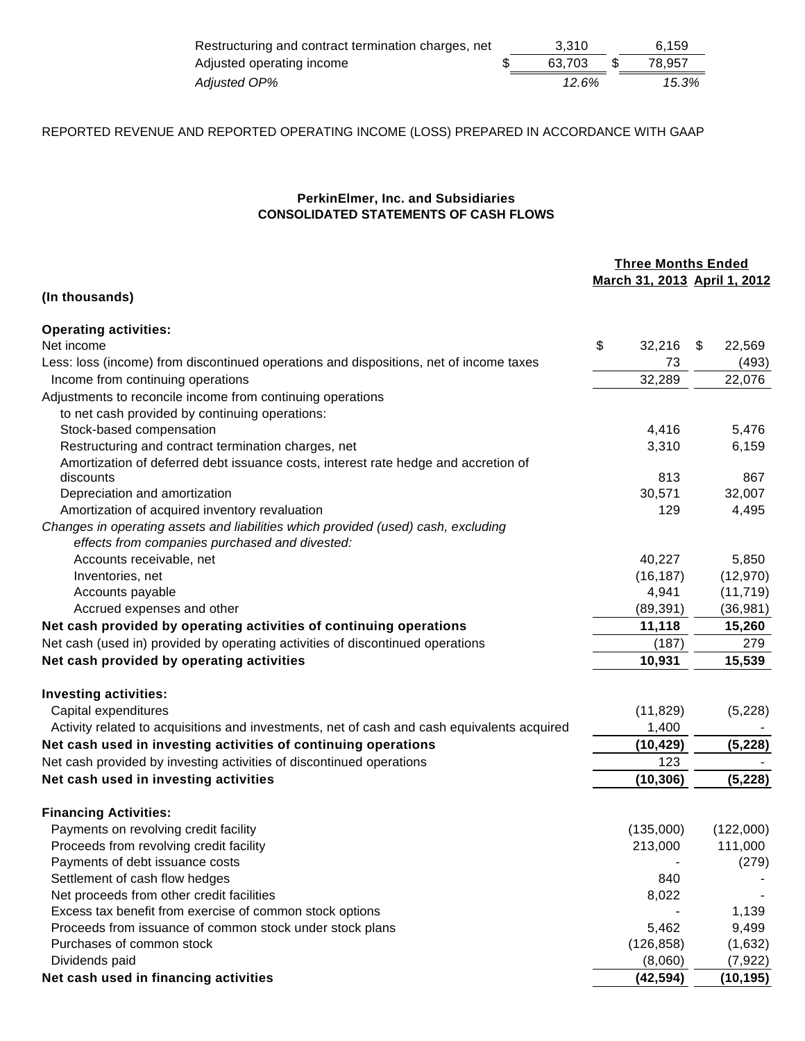| | | |
|---|---|---|
| Restructuring and contract termination charges, net | 3,310 | 6,159 |
| Adjusted operating income | $ 63,703 | $ 78,957 |
| *Adjusted OP%* | *12.6%* | *15.3%* |

REPORTED REVENUE AND REPORTED OPERATING INCOME (LOSS) PREPARED IN ACCORDANCE WITH GAAP

**PerkinElmer, Inc. and Subsidiaries**
**CONSOLIDATED STATEMENTS OF CASH FLOWS**

| (In thousands) | Three Months Ended March 31, 2013 | Three Months Ended April 1, 2012 |
|---|---|---|
| **Operating activities:** | | |
| Net income | $ 32,216 | $ 22,569 |
| Less: loss (income) from discontinued operations and dispositions, net of income taxes | 73 | (493) |
| Income from continuing operations | 32,289 | 22,076 |
| Adjustments to reconcile income from continuing operations to net cash provided by continuing operations: | | |
| Stock-based compensation | 4,416 | 5,476 |
| Restructuring and contract termination charges, net | 3,310 | 6,159 |
| Amortization of deferred debt issuance costs, interest rate hedge and accretion of discounts | 813 | 867 |
| Depreciation and amortization | 30,571 | 32,007 |
| Amortization of acquired inventory revaluation | 129 | 4,495 |
| *Changes in operating assets and liabilities which provided (used) cash, excluding effects from companies purchased and divested:* | | |
| Accounts receivable, net | 40,227 | 5,850 |
| Inventories, net | (16,187) | (12,970) |
| Accounts payable | 4,941 | (11,719) |
| Accrued expenses and other | (89,391) | (36,981) |
| **Net cash provided by operating activities of continuing operations** | **11,118** | **15,260** |
| Net cash (used in) provided by operating activities of discontinued operations | (187) | 279 |
| **Net cash provided by operating activities** | **10,931** | **15,539** |
| **Investing activities:** | | |
| Capital expenditures | (11,829) | (5,228) |
| Activity related to acquisitions and investments, net of cash and cash equivalents acquired | 1,400 | - |
| **Net cash used in investing activities of continuing operations** | **(10,429)** | **(5,228)** |
| Net cash provided by investing activities of discontinued operations | 123 | - |
| **Net cash used in investing activities** | **(10,306)** | **(5,228)** |
| **Financing Activities:** | | |
| Payments on revolving credit facility | (135,000) | (122,000) |
| Proceeds from revolving credit facility | 213,000 | 111,000 |
| Payments of debt issuance costs | - | (279) |
| Settlement of cash flow hedges | 840 | - |
| Net proceeds from other credit facilities | 8,022 | - |
| Excess tax benefit from exercise of common stock options | - | 1,139 |
| Proceeds from issuance of common stock under stock plans | 5,462 | 9,499 |
| Purchases of common stock | (126,858) | (1,632) |
| Dividends paid | (8,060) | (7,922) |
| **Net cash used in financing activities** | **(42,594)** | **(10,195)** |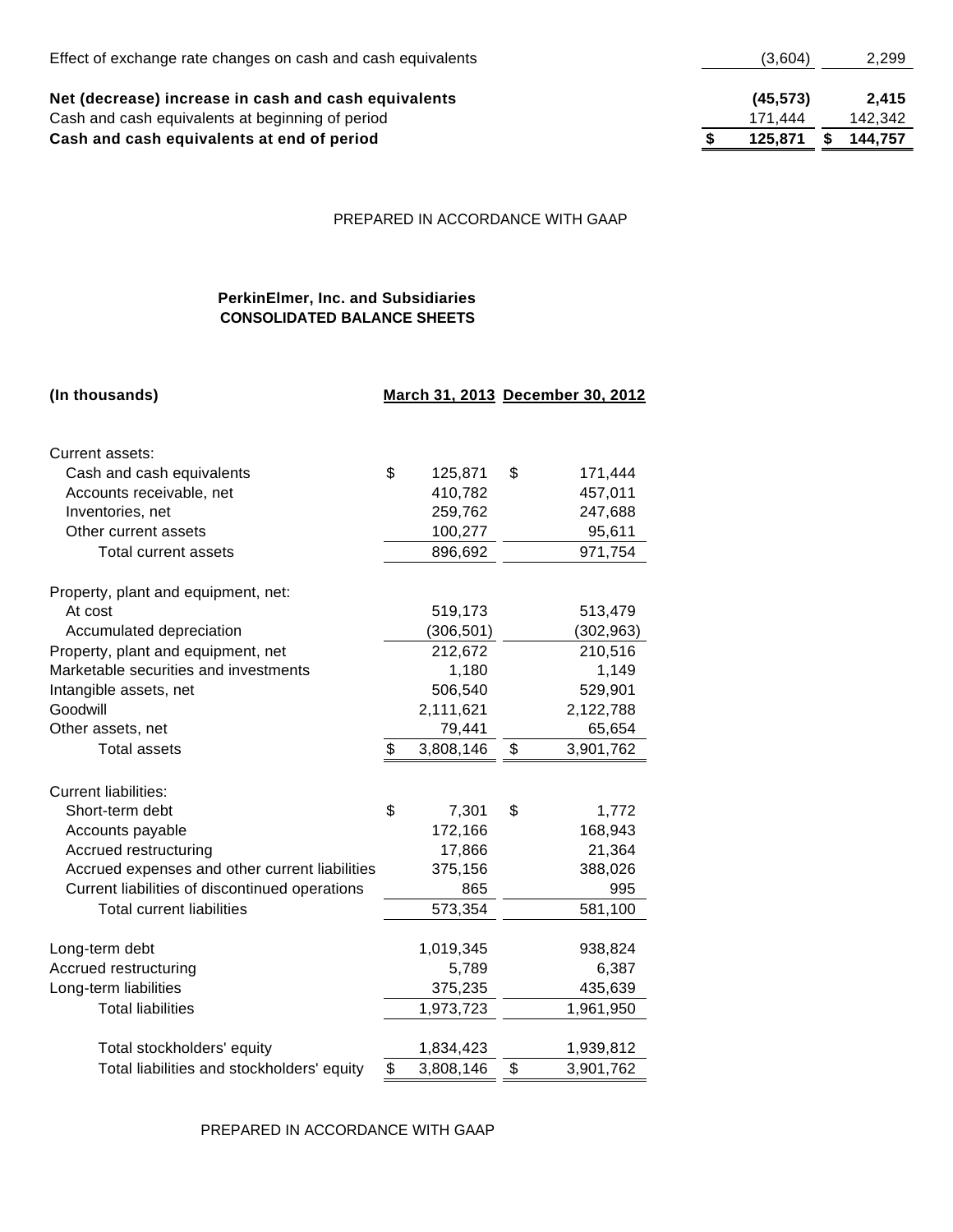| | | |
|---|---|---|
| Effect of exchange rate changes on cash and cash equivalents | (3,604) | 2,299 |
| **Net (decrease) increase in cash and cash equivalents** | **(45,573)** | **2,415** |
| Cash and cash equivalents at beginning of period | 171,444 | 142,342 |
| **Cash and cash equivalents at end of period** | **$ 125,871** | **$ 144,757** |

PREPARED IN ACCORDANCE WITH GAAP

**PerkinElmer, Inc. and Subsidiaries**
**CONSOLIDATED BALANCE SHEETS**

| **(In thousands)** | **March 31, 2013** | **December 30, 2012** |
|---|---|---|
| Current assets: | | |
| Cash and cash equivalents | $ 125,871 | $ 171,444 |
| Accounts receivable, net | 410,782 | 457,011 |
| Inventories, net | 259,762 | 247,688 |
| Other current assets | 100,277 | 95,611 |
| Total current assets | 896,692 | 971,754 |
| Property, plant and equipment, net: | | |
| At cost | 519,173 | 513,479 |
| Accumulated depreciation | (306,501) | (302,963) |
| Property, plant and equipment, net | 212,672 | 210,516 |
| Marketable securities and investments | 1,180 | 1,149 |
| Intangible assets, net | 506,540 | 529,901 |
| Goodwill | 2,111,621 | 2,122,788 |
| Other assets, net | 79,441 | 65,654 |
| Total assets | $ 3,808,146 | $ 3,901,762 |
| Current liabilities: | | |
| Short-term debt | $ 7,301 | $ 1,772 |
| Accounts payable | 172,166 | 168,943 |
| Accrued restructuring | 17,866 | 21,364 |
| Accrued expenses and other current liabilities | 375,156 | 388,026 |
| Current liabilities of discontinued operations | 865 | 995 |
| Total current liabilities | 573,354 | 581,100 |
| Long-term debt | 1,019,345 | 938,824 |
| Accrued restructuring | 5,789 | 6,387 |
| Long-term liabilities | 375,235 | 435,639 |
| Total liabilities | 1,973,723 | 1,961,950 |
| Total stockholders' equity | 1,834,423 | 1,939,812 |
| Total liabilities and stockholders' equity | $ 3,808,146 | $ 3,901,762 |

PREPARED IN ACCORDANCE WITH GAAP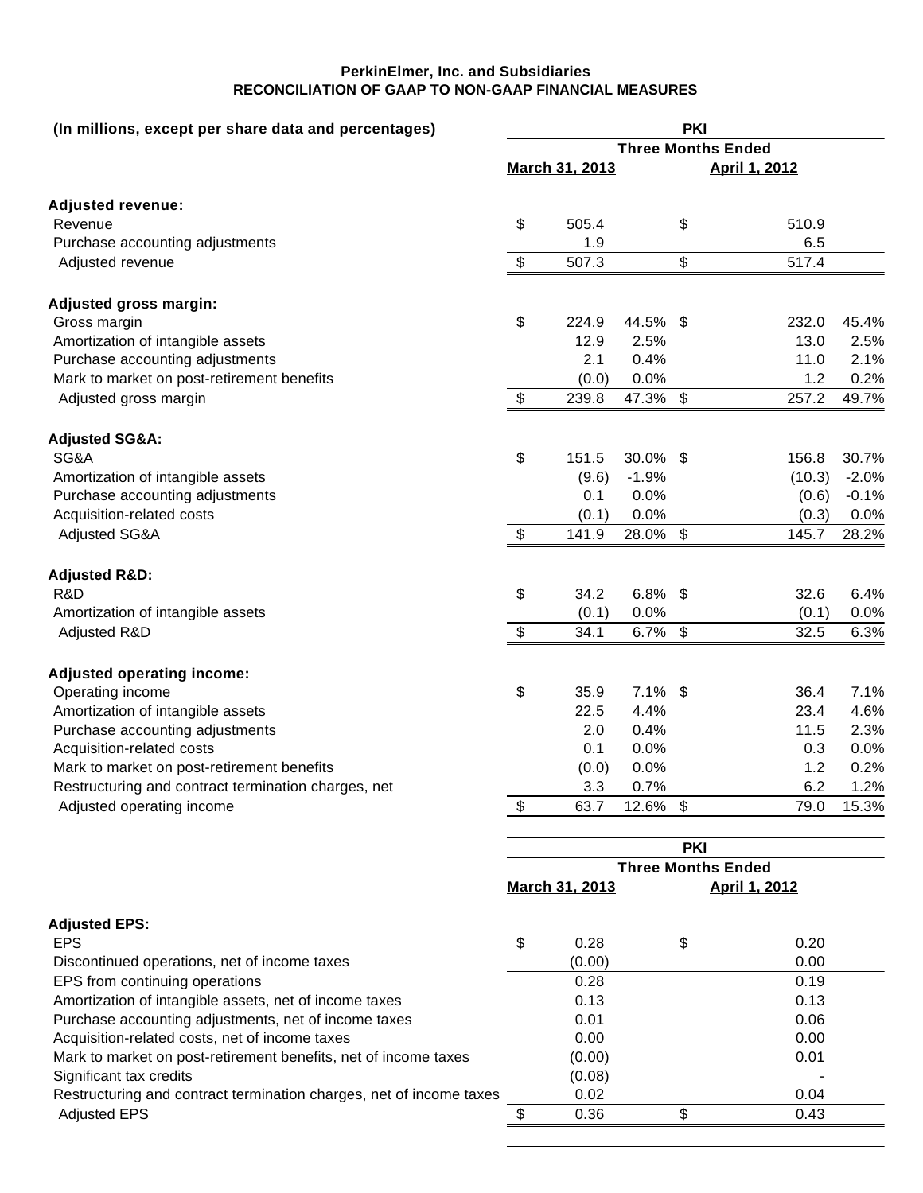**PerkinElmer, Inc. and Subsidiaries**
**RECONCILIATION OF GAAP TO NON-GAAP FINANCIAL MEASURES**

| (In millions, except per share data and percentages) | PKI | | | | | |
|---|---|---|---|---|---|---|
| | Three Months Ended | | | | | |
| | March 31, 2013 | | | April 1, 2012 | | |
| **Adjusted revenue:** | | | | | | |
| Revenue | $ | 505.4 | | $ | 510.9 | |
| Purchase accounting adjustments | | 1.9 | | | 6.5 | |
| Adjusted revenue | $ | 507.3 | | $ | 517.4 | |
| **Adjusted gross margin:** | | | | | | |
| Gross margin | $ | 224.9 | 44.5% | $ | 232.0 | 45.4% |
| Amortization of intangible assets | | 12.9 | 2.5% | | 13.0 | 2.5% |
| Purchase accounting adjustments | | 2.1 | 0.4% | | 11.0 | 2.1% |
| Mark to market on post-retirement benefits | | (0.0) | 0.0% | | 1.2 | 0.2% |
| Adjusted gross margin | $ | 239.8 | 47.3% | $ | 257.2 | 49.7% |
| **Adjusted SG&A:** | | | | | | |
| SG&A | $ | 151.5 | 30.0% | $ | 156.8 | 30.7% |
| Amortization of intangible assets | | (9.6) | -1.9% | | (10.3) | -2.0% |
| Purchase accounting adjustments | | 0.1 | 0.0% | | (0.6) | -0.1% |
| Acquisition-related costs | | (0.1) | 0.0% | | (0.3) | 0.0% |
| Adjusted SG&A | $ | 141.9 | 28.0% | $ | 145.7 | 28.2% |
| **Adjusted R&D:** | | | | | | |
| R&D | $ | 34.2 | 6.8% | $ | 32.6 | 6.4% |
| Amortization of intangible assets | | (0.1) | 0.0% | | (0.1) | 0.0% |
| Adjusted R&D | $ | 34.1 | 6.7% | $ | 32.5 | 6.3% |
| **Adjusted operating income:** | | | | | | |
| Operating income | $ | 35.9 | 7.1% | $ | 36.4 | 7.1% |
| Amortization of intangible assets | | 22.5 | 4.4% | | 23.4 | 4.6% |
| Purchase accounting adjustments | | 2.0 | 0.4% | | 11.5 | 2.3% |
| Acquisition-related costs | | 0.1 | 0.0% | | 0.3 | 0.0% |
| Mark to market on post-retirement benefits | | (0.0) | 0.0% | | 1.2 | 0.2% |
| Restructuring and contract termination charges, net | | 3.3 | 0.7% | | 6.2 | 1.2% |
| Adjusted operating income | $ | 63.7 | 12.6% | $ | 79.0 | 15.3% |

| | PKI | | | |
|---|---|---|---|---|
| | Three Months Ended | | | |
| | March 31, 2013 | | April 1, 2012 | |
| **Adjusted EPS:** | | | | |
| EPS | $ | 0.28 | $ | 0.20 |
| Discontinued operations, net of income taxes | | (0.00) | | 0.00 |
| EPS from continuing operations | | 0.28 | | 0.19 |
| Amortization of intangible assets, net of income taxes | | 0.13 | | 0.13 |
| Purchase accounting adjustments, net of income taxes | | 0.01 | | 0.06 |
| Acquisition-related costs, net of income taxes | | 0.00 | | 0.00 |
| Mark to market on post-retirement benefits, net of income taxes | | (0.00) | | 0.01 |
| Significant tax credits | | (0.08) | | - |
| Restructuring and contract termination charges, net of income taxes | | 0.02 | | 0.04 |
| Adjusted EPS | $ | 0.36 | $ | 0.43 |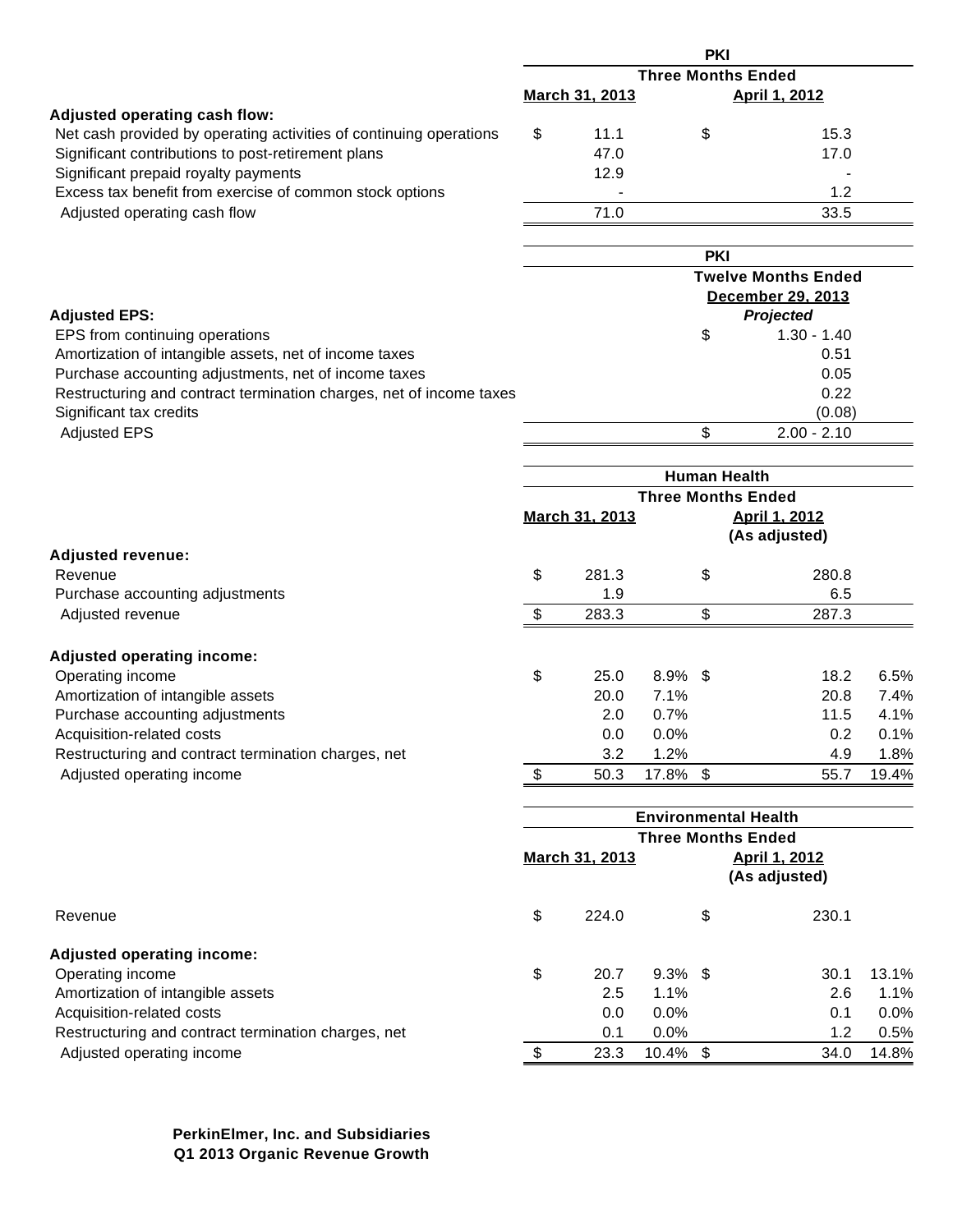| | PKI | |
|---|---|---|
| | Three Months Ended | |
| | March 31, 2013 | April 1, 2012 |
| **Adjusted operating cash flow:** | | |
| Net cash provided by operating activities of continuing operations | $ 11.1 | $ 15.3 |
| Significant contributions to post-retirement plans | 47.0 | 17.0 |
| Significant prepaid royalty payments | 12.9 | - |
| Excess tax benefit from exercise of common stock options | - | 1.2 |
| Adjusted operating cash flow | 71.0 | 33.5 |

| | PKI |
|---|---|
| | Twelve Months Ended |
| | December 29, 2013 |
| **Adjusted EPS:** | *Projected* |
| EPS from continuing operations | $ 1.30 - 1.40 |
| Amortization of intangible assets, net of income taxes | 0.51 |
| Purchase accounting adjustments, net of income taxes | 0.05 |
| Restructuring and contract termination charges, net of income taxes | 0.22 |
| Significant tax credits | (0.08) |
| Adjusted EPS | $ 2.00 - 2.10 |

| | Human Health | | | |
|---|---|---|---|---|
| | Three Months Ended | | | |
| | March 31, 2013 | | April 1, 2012 (As adjusted) | |
| **Adjusted revenue:** | | | | |
| Revenue | $ 281.3 | | $ 280.8 | |
| Purchase accounting adjustments | 1.9 | | 6.5 | |
| Adjusted revenue | $ 283.3 | | $ 287.3 | |
| | | | | |
| **Adjusted operating income:** | | | | |
| Operating income | $ 25.0 | 8.9% | $ 18.2 | 6.5% |
| Amortization of intangible assets | 20.0 | 7.1% | 20.8 | 7.4% |
| Purchase accounting adjustments | 2.0 | 0.7% | 11.5 | 4.1% |
| Acquisition-related costs | 0.0 | 0.0% | 0.2 | 0.1% |
| Restructuring and contract termination charges, net | 3.2 | 1.2% | 4.9 | 1.8% |
| Adjusted operating income | $ 50.3 | 17.8% | $ 55.7 | 19.4% |

| | Environmental Health | | | |
|---|---|---|---|---|
| | Three Months Ended | | | |
| | March 31, 2013 | | April 1, 2012 (As adjusted) | |
| Revenue | $ 224.0 | | $ 230.1 | |
| | | | | |
| **Adjusted operating income:** | | | | |
| Operating income | $ 20.7 | 9.3% | $ 30.1 | 13.1% |
| Amortization of intangible assets | 2.5 | 1.1% | 2.6 | 1.1% |
| Acquisition-related costs | 0.0 | 0.0% | 0.1 | 0.0% |
| Restructuring and contract termination charges, net | 0.1 | 0.0% | 1.2 | 0.5% |
| Adjusted operating income | $ 23.3 | 10.4% | $ 34.0 | 14.8% |

**PerkinElmer, Inc. and Subsidiaries**
**Q1 2013 Organic Revenue Growth**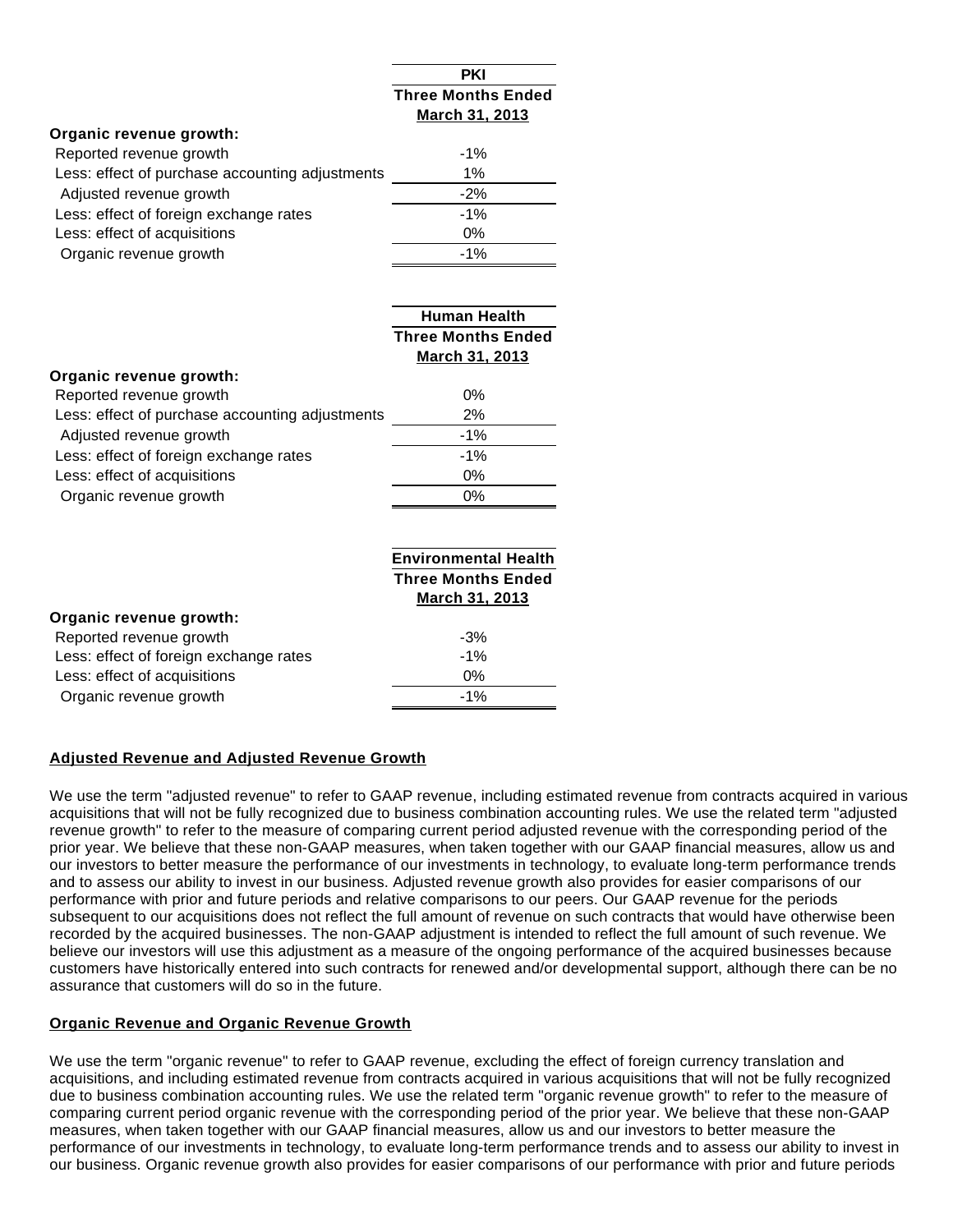| | PKI |
|---|---|
| | Three Months Ended March 31, 2013 |
| **Organic revenue growth:** | |
| Reported revenue growth | -1% |
| Less: effect of purchase accounting adjustments | 1% |
| Adjusted revenue growth | -2% |
| Less: effect of foreign exchange rates | -1% |
| Less: effect of acquisitions | 0% |
| Organic revenue growth | -1% |

| | Human Health |
|---|---|
| | Three Months Ended March 31, 2013 |
| **Organic revenue growth:** | |
| Reported revenue growth | 0% |
| Less: effect of purchase accounting adjustments | 2% |
| Adjusted revenue growth | -1% |
| Less: effect of foreign exchange rates | -1% |
| Less: effect of acquisitions | 0% |
| Organic revenue growth | 0% |

| | Environmental Health |
|---|---|
| | Three Months Ended March 31, 2013 |
| **Organic revenue growth:** | |
| Reported revenue growth | -3% |
| Less: effect of foreign exchange rates | -1% |
| Less: effect of acquisitions | 0% |
| Organic revenue growth | -1% |

## Adjusted Revenue and Adjusted Revenue Growth

We use the term "adjusted revenue" to refer to GAAP revenue, including estimated revenue from contracts acquired in various acquisitions that will not be fully recognized due to business combination accounting rules. We use the related term "adjusted revenue growth" to refer to the measure of comparing current period adjusted revenue with the corresponding period of the prior year. We believe that these non-GAAP measures, when taken together with our GAAP financial measures, allow us and our investors to better measure the performance of our investments in technology, to evaluate long-term performance trends and to assess our ability to invest in our business. Adjusted revenue growth also provides for easier comparisons of our performance with prior and future periods and relative comparisons to our peers. Our GAAP revenue for the periods subsequent to our acquisitions does not reflect the full amount of revenue on such contracts that would have otherwise been recorded by the acquired businesses. The non-GAAP adjustment is intended to reflect the full amount of such revenue. We believe our investors will use this adjustment as a measure of the ongoing performance of the acquired businesses because customers have historically entered into such contracts for renewed and/or developmental support, although there can be no assurance that customers will do so in the future.

## Organic Revenue and Organic Revenue Growth

We use the term "organic revenue" to refer to GAAP revenue, excluding the effect of foreign currency translation and acquisitions, and including estimated revenue from contracts acquired in various acquisitions that will not be fully recognized due to business combination accounting rules. We use the related term "organic revenue growth" to refer to the measure of comparing current period organic revenue with the corresponding period of the prior year. We believe that these non-GAAP measures, when taken together with our GAAP financial measures, allow us and our investors to better measure the performance of our investments in technology, to evaluate long-term performance trends and to assess our ability to invest in our business. Organic revenue growth also provides for easier comparisons of our performance with prior and future periods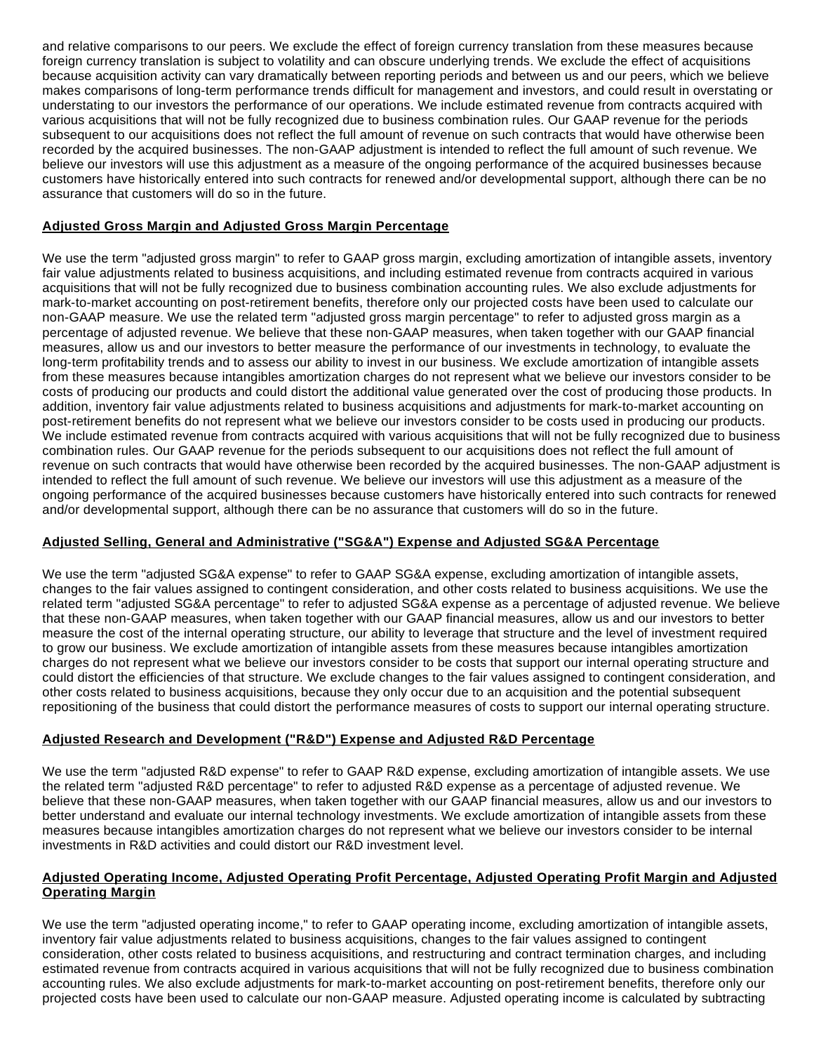and relative comparisons to our peers. We exclude the effect of foreign currency translation from these measures because foreign currency translation is subject to volatility and can obscure underlying trends. We exclude the effect of acquisitions because acquisition activity can vary dramatically between reporting periods and between us and our peers, which we believe makes comparisons of long-term performance trends difficult for management and investors, and could result in overstating or understating to our investors the performance of our operations. We include estimated revenue from contracts acquired with various acquisitions that will not be fully recognized due to business combination rules. Our GAAP revenue for the periods subsequent to our acquisitions does not reflect the full amount of revenue on such contracts that would have otherwise been recorded by the acquired businesses. The non-GAAP adjustment is intended to reflect the full amount of such revenue. We believe our investors will use this adjustment as a measure of the ongoing performance of the acquired businesses because customers have historically entered into such contracts for renewed and/or developmental support, although there can be no assurance that customers will do so in the future.

**Adjusted Gross Margin and Adjusted Gross Margin Percentage**

We use the term "adjusted gross margin" to refer to GAAP gross margin, excluding amortization of intangible assets, inventory fair value adjustments related to business acquisitions, and including estimated revenue from contracts acquired in various acquisitions that will not be fully recognized due to business combination accounting rules. We also exclude adjustments for mark-to-market accounting on post-retirement benefits, therefore only our projected costs have been used to calculate our non-GAAP measure. We use the related term "adjusted gross margin percentage" to refer to adjusted gross margin as a percentage of adjusted revenue. We believe that these non-GAAP measures, when taken together with our GAAP financial measures, allow us and our investors to better measure the performance of our investments in technology, to evaluate the long-term profitability trends and to assess our ability to invest in our business. We exclude amortization of intangible assets from these measures because intangibles amortization charges do not represent what we believe our investors consider to be costs of producing our products and could distort the additional value generated over the cost of producing those products. In addition, inventory fair value adjustments related to business acquisitions and adjustments for mark-to-market accounting on post-retirement benefits do not represent what we believe our investors consider to be costs used in producing our products. We include estimated revenue from contracts acquired with various acquisitions that will not be fully recognized due to business combination rules. Our GAAP revenue for the periods subsequent to our acquisitions does not reflect the full amount of revenue on such contracts that would have otherwise been recorded by the acquired businesses. The non-GAAP adjustment is intended to reflect the full amount of such revenue. We believe our investors will use this adjustment as a measure of the ongoing performance of the acquired businesses because customers have historically entered into such contracts for renewed and/or developmental support, although there can be no assurance that customers will do so in the future.

**Adjusted Selling, General and Administrative ("SG&A") Expense and Adjusted SG&A Percentage**

We use the term "adjusted SG&A expense" to refer to GAAP SG&A expense, excluding amortization of intangible assets, changes to the fair values assigned to contingent consideration, and other costs related to business acquisitions. We use the related term "adjusted SG&A percentage" to refer to adjusted SG&A expense as a percentage of adjusted revenue. We believe that these non-GAAP measures, when taken together with our GAAP financial measures, allow us and our investors to better measure the cost of the internal operating structure, our ability to leverage that structure and the level of investment required to grow our business. We exclude amortization of intangible assets from these measures because intangibles amortization charges do not represent what we believe our investors consider to be costs that support our internal operating structure and could distort the efficiencies of that structure. We exclude changes to the fair values assigned to contingent consideration, and other costs related to business acquisitions, because they only occur due to an acquisition and the potential subsequent repositioning of the business that could distort the performance measures of costs to support our internal operating structure.

**Adjusted Research and Development ("R&D") Expense and Adjusted R&D Percentage**

We use the term "adjusted R&D expense" to refer to GAAP R&D expense, excluding amortization of intangible assets. We use the related term "adjusted R&D percentage" to refer to adjusted R&D expense as a percentage of adjusted revenue. We believe that these non-GAAP measures, when taken together with our GAAP financial measures, allow us and our investors to better understand and evaluate our internal technology investments. We exclude amortization of intangible assets from these measures because intangibles amortization charges do not represent what we believe our investors consider to be internal investments in R&D activities and could distort our R&D investment level.

**Adjusted Operating Income, Adjusted Operating Profit Percentage, Adjusted Operating Profit Margin and Adjusted Operating Margin**

We use the term "adjusted operating income," to refer to GAAP operating income, excluding amortization of intangible assets, inventory fair value adjustments related to business acquisitions, changes to the fair values assigned to contingent consideration, other costs related to business acquisitions, and restructuring and contract termination charges, and including estimated revenue from contracts acquired in various acquisitions that will not be fully recognized due to business combination accounting rules. We also exclude adjustments for mark-to-market accounting on post-retirement benefits, therefore only our projected costs have been used to calculate our non-GAAP measure. Adjusted operating income is calculated by subtracting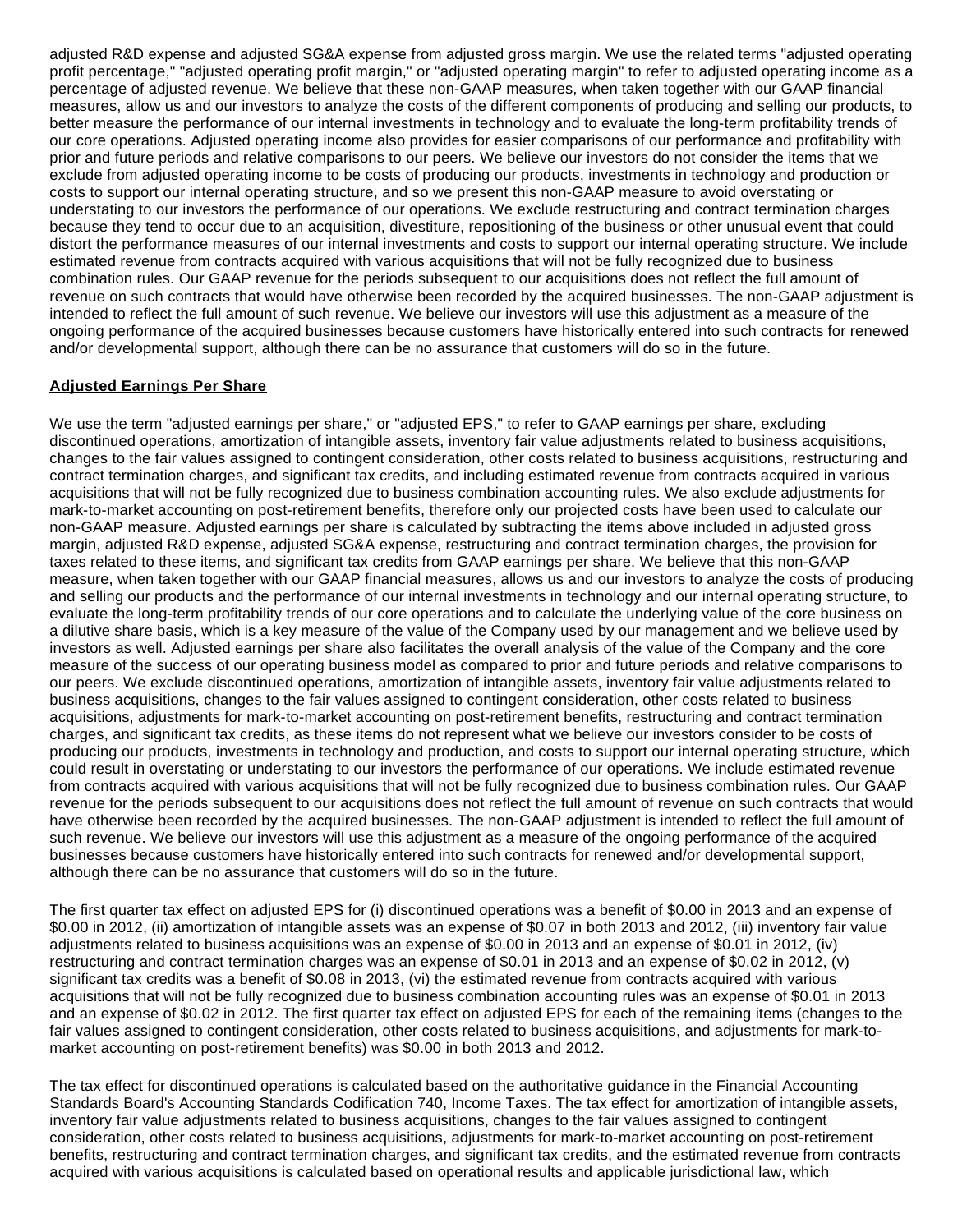adjusted R&D expense and adjusted SG&A expense from adjusted gross margin. We use the related terms "adjusted operating profit percentage," "adjusted operating profit margin," or "adjusted operating margin" to refer to adjusted operating income as a percentage of adjusted revenue. We believe that these non-GAAP measures, when taken together with our GAAP financial measures, allow us and our investors to analyze the costs of the different components of producing and selling our products, to better measure the performance of our internal investments in technology and to evaluate the long-term profitability trends of our core operations. Adjusted operating income also provides for easier comparisons of our performance and profitability with prior and future periods and relative comparisons to our peers. We believe our investors do not consider the items that we exclude from adjusted operating income to be costs of producing our products, investments in technology and production or costs to support our internal operating structure, and so we present this non-GAAP measure to avoid overstating or understating to our investors the performance of our operations. We exclude restructuring and contract termination charges because they tend to occur due to an acquisition, divestiture, repositioning of the business or other unusual event that could distort the performance measures of our internal investments and costs to support our internal operating structure. We include estimated revenue from contracts acquired with various acquisitions that will not be fully recognized due to business combination rules. Our GAAP revenue for the periods subsequent to our acquisitions does not reflect the full amount of revenue on such contracts that would have otherwise been recorded by the acquired businesses. The non-GAAP adjustment is intended to reflect the full amount of such revenue. We believe our investors will use this adjustment as a measure of the ongoing performance of the acquired businesses because customers have historically entered into such contracts for renewed and/or developmental support, although there can be no assurance that customers will do so in the future.

**Adjusted Earnings Per Share**

We use the term "adjusted earnings per share," or "adjusted EPS," to refer to GAAP earnings per share, excluding discontinued operations, amortization of intangible assets, inventory fair value adjustments related to business acquisitions, changes to the fair values assigned to contingent consideration, other costs related to business acquisitions, restructuring and contract termination charges, and significant tax credits, and including estimated revenue from contracts acquired in various acquisitions that will not be fully recognized due to business combination accounting rules. We also exclude adjustments for mark-to-market accounting on post-retirement benefits, therefore only our projected costs have been used to calculate our non-GAAP measure. Adjusted earnings per share is calculated by subtracting the items above included in adjusted gross margin, adjusted R&D expense, adjusted SG&A expense, restructuring and contract termination charges, the provision for taxes related to these items, and significant tax credits from GAAP earnings per share. We believe that this non-GAAP measure, when taken together with our GAAP financial measures, allows us and our investors to analyze the costs of producing and selling our products and the performance of our internal investments in technology and our internal operating structure, to evaluate the long-term profitability trends of our core operations and to calculate the underlying value of the core business on a dilutive share basis, which is a key measure of the value of the Company used by our management and we believe used by investors as well. Adjusted earnings per share also facilitates the overall analysis of the value of the Company and the core measure of the success of our operating business model as compared to prior and future periods and relative comparisons to our peers. We exclude discontinued operations, amortization of intangible assets, inventory fair value adjustments related to business acquisitions, changes to the fair values assigned to contingent consideration, other costs related to business acquisitions, adjustments for mark-to-market accounting on post-retirement benefits, restructuring and contract termination charges, and significant tax credits, as these items do not represent what we believe our investors consider to be costs of producing our products, investments in technology and production, and costs to support our internal operating structure, which could result in overstating or understating to our investors the performance of our operations. We include estimated revenue from contracts acquired with various acquisitions that will not be fully recognized due to business combination rules. Our GAAP revenue for the periods subsequent to our acquisitions does not reflect the full amount of revenue on such contracts that would have otherwise been recorded by the acquired businesses. The non-GAAP adjustment is intended to reflect the full amount of such revenue. We believe our investors will use this adjustment as a measure of the ongoing performance of the acquired businesses because customers have historically entered into such contracts for renewed and/or developmental support, although there can be no assurance that customers will do so in the future.

The first quarter tax effect on adjusted EPS for (i) discontinued operations was a benefit of $0.00 in 2013 and an expense of $0.00 in 2012, (ii) amortization of intangible assets was an expense of $0.07 in both 2013 and 2012, (iii) inventory fair value adjustments related to business acquisitions was an expense of $0.00 in 2013 and an expense of $0.01 in 2012, (iv) restructuring and contract termination charges was an expense of $0.01 in 2013 and an expense of $0.02 in 2012, (v) significant tax credits was a benefit of $0.08 in 2013, (vi) the estimated revenue from contracts acquired with various acquisitions that will not be fully recognized due to business combination accounting rules was an expense of $0.01 in 2013 and an expense of $0.02 in 2012. The first quarter tax effect on adjusted EPS for each of the remaining items (changes to the fair values assigned to contingent consideration, other costs related to business acquisitions, and adjustments for mark-to-market accounting on post-retirement benefits) was $0.00 in both 2013 and 2012.

The tax effect for discontinued operations is calculated based on the authoritative guidance in the Financial Accounting Standards Board's Accounting Standards Codification 740, Income Taxes. The tax effect for amortization of intangible assets, inventory fair value adjustments related to business acquisitions, changes to the fair values assigned to contingent consideration, other costs related to business acquisitions, adjustments for mark-to-market accounting on post-retirement benefits, restructuring and contract termination charges, and significant tax credits, and the estimated revenue from contracts acquired with various acquisitions is calculated based on operational results and applicable jurisdictional law, which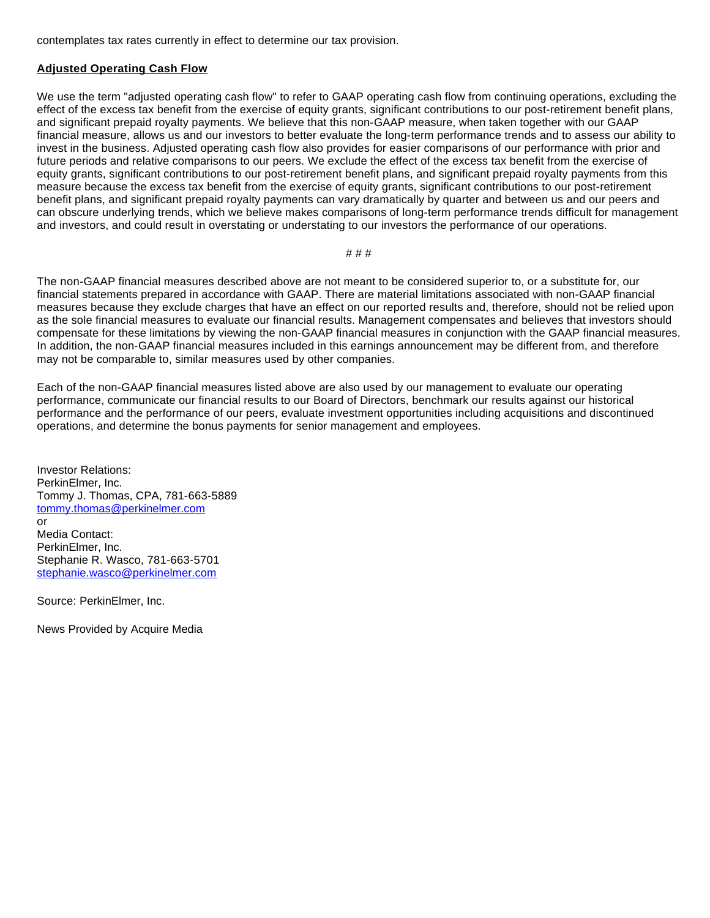contemplates tax rates currently in effect to determine our tax provision.

**Adjusted Operating Cash Flow**

We use the term "adjusted operating cash flow" to refer to GAAP operating cash flow from continuing operations, excluding the effect of the excess tax benefit from the exercise of equity grants, significant contributions to our post-retirement benefit plans, and significant prepaid royalty payments. We believe that this non-GAAP measure, when taken together with our GAAP financial measure, allows us and our investors to better evaluate the long-term performance trends and to assess our ability to invest in the business. Adjusted operating cash flow also provides for easier comparisons of our performance with prior and future periods and relative comparisons to our peers. We exclude the effect of the excess tax benefit from the exercise of equity grants, significant contributions to our post-retirement benefit plans, and significant prepaid royalty payments from this measure because the excess tax benefit from the exercise of equity grants, significant contributions to our post-retirement benefit plans, and significant prepaid royalty payments can vary dramatically by quarter and between us and our peers and can obscure underlying trends, which we believe makes comparisons of long-term performance trends difficult for management and investors, and could result in overstating or understating to our investors the performance of our operations.

# # #

The non-GAAP financial measures described above are not meant to be considered superior to, or a substitute for, our financial statements prepared in accordance with GAAP. There are material limitations associated with non-GAAP financial measures because they exclude charges that have an effect on our reported results and, therefore, should not be relied upon as the sole financial measures to evaluate our financial results. Management compensates and believes that investors should compensate for these limitations by viewing the non-GAAP financial measures in conjunction with the GAAP financial measures. In addition, the non-GAAP financial measures included in this earnings announcement may be different from, and therefore may not be comparable to, similar measures used by other companies.

Each of the non-GAAP financial measures listed above are also used by our management to evaluate our operating performance, communicate our financial results to our Board of Directors, benchmark our results against our historical performance and the performance of our peers, evaluate investment opportunities including acquisitions and discontinued operations, and determine the bonus payments for senior management and employees.

Investor Relations:
PerkinElmer, Inc.
Tommy J. Thomas, CPA, 781-663-5889
tommy.thomas@perkinelmer.com
or
Media Contact:
PerkinElmer, Inc.
Stephanie R. Wasco, 781-663-5701
stephanie.wasco@perkinelmer.com

Source: PerkinElmer, Inc.

News Provided by Acquire Media